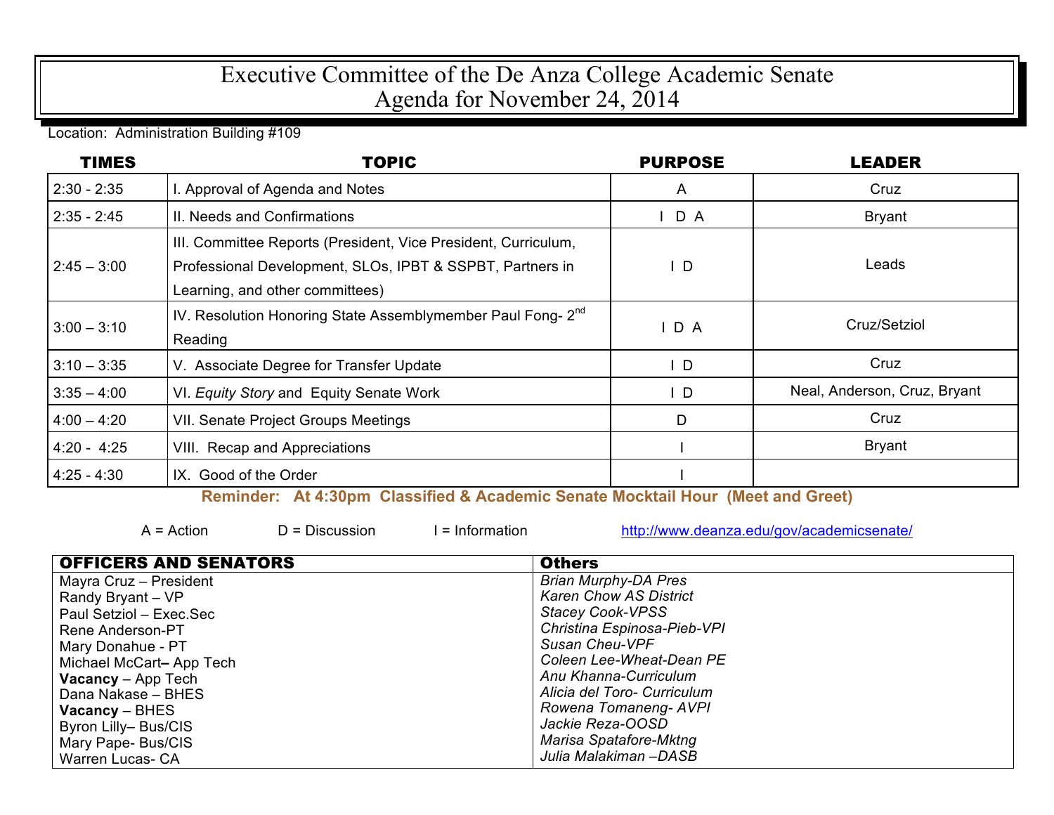# Executive Committee of the De Anza College Academic Senate
## Agenda for November 24, 2014

Location: Administration Building #109

| TIMES | TOPIC | PURPOSE | LEADER |
|---|---|---|---|
| 2:30 - 2:35 | I. Approval of Agenda and Notes | A | Cruz |
| 2:35 - 2:45 | II. Needs and Confirmations | I D A | Bryant |
| 2:45 – 3:00 | III. Committee Reports (President, Vice President, Curriculum, Professional Development, SLOs, IPBT & SSPBT, Partners in Learning, and other committees) | I D | Leads |
| 3:00 – 3:10 | IV. Resolution Honoring State Assemblymember Paul Fong- 2nd Reading | I D A | Cruz/Setziol |
| 3:10 – 3:35 | V. Associate Degree for Transfer Update | I D | Cruz |
| 3:35 – 4:00 | VI. *Equity Story* and Equity Senate Work | I D | Neal, Anderson, Cruz, Bryant |
| 4:00 – 4:20 | VII. Senate Project Groups Meetings | D | Cruz |
| 4:20 - 4:25 | VIII. Recap and Appreciations | I | Bryant |
| 4:25 - 4:30 | IX. Good of the Order | I | |

**Reminder: At 4:30pm Classified & Academic Senate Mocktail Hour (Meet and Greet)**

A = Action D = Discussion I = Information http://www.deanza.edu/gov/academicsenate/

| OFFICERS AND SENATORS | Others |
|---|---|
| Mayra Cruz – President | *Brian Murphy-DA Pres* |
| Randy Bryant – VP | *Karen Chow AS District* |
| Paul Setziol – Exec.Sec | *Stacey Cook-VPSS* |
| Rene Anderson-PT | *Christina Espinosa-Pieb-VPI* |
| Mary Donahue - PT | *Susan Cheu-VPF* |
| Michael McCart– App Tech | *Coleen Lee-Wheat-Dean PE* |
| **Vacancy** – App Tech | *Anu Khanna-Curriculum* |
| Dana Nakase – BHES | *Alicia del Toro- Curriculum* |
| **Vacancy** – BHES | *Rowena Tomaneng- AVPI* |
| Byron Lilly– Bus/CIS | *Jackie Reza-OOSD* |
| Mary Pape- Bus/CIS | *Marisa Spatafore-Mktng* |
| Warren Lucas- CA | *Julia Malakiman –DASB* |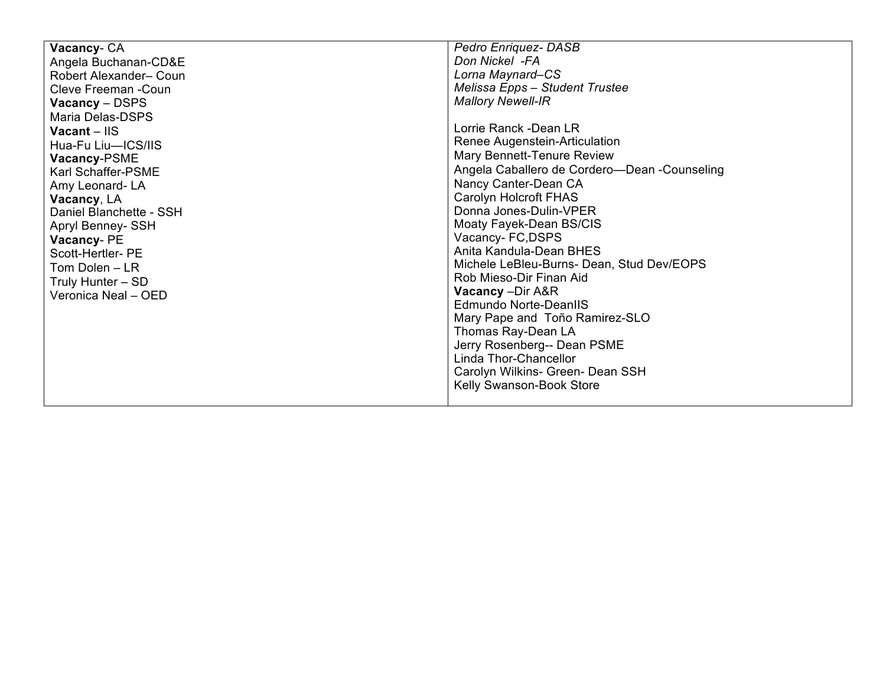| | |
|---|---|
| **Vacancy**- CA<br>Angela Buchanan-CD&E<br>Robert Alexander– Coun<br>Cleve Freeman -Coun<br>**Vacancy** – DSPS<br>Maria Delas-DSPS<br>**Vacant** – IIS<br>Hua-Fu Liu—ICS/IIS<br>**Vacancy**-PSME<br>Karl Schaffer-PSME<br>Amy Leonard- LA<br>**Vacancy**, LA<br>Daniel Blanchette - SSH<br>Apryl Benney- SSH<br>**Vacancy**- PE<br>Scott-Hertler- PE<br>Tom Dolen – LR<br>Truly Hunter – SD<br>Veronica Neal – OED | *Pedro Enriquez- DASB*<br>*Don Nickel -FA*<br>*Lorna Maynard–CS*<br>*Melissa Epps – Student Trustee*<br>*Mallory Newell-IR*<br><br>Lorrie Ranck -Dean LR<br>Renee Augenstein-Articulation<br>Mary Bennett-Tenure Review<br>Angela Caballero de Cordero—Dean -Counseling<br>Nancy Canter-Dean CA<br>Carolyn Holcroft FHAS<br>Donna Jones-Dulin-VPER<br>Moaty Fayek-Dean BS/CIS<br>Vacancy- FC,DSPS<br>Anita Kandula-Dean BHES<br>Michele LeBleu-Burns- Dean, Stud Dev/EOPS<br>Rob Mieso-Dir Finan Aid<br>**Vacancy** –Dir A&R<br>Edmundo Norte-DeanIIS<br>Mary Pape and Toño Ramirez-SLO<br>Thomas Ray-Dean LA<br>Jerry Rosenberg-- Dean PSME<br>Linda Thor-Chancellor<br>Carolyn Wilkins- Green- Dean SSH<br>Kelly Swanson-Book Store |